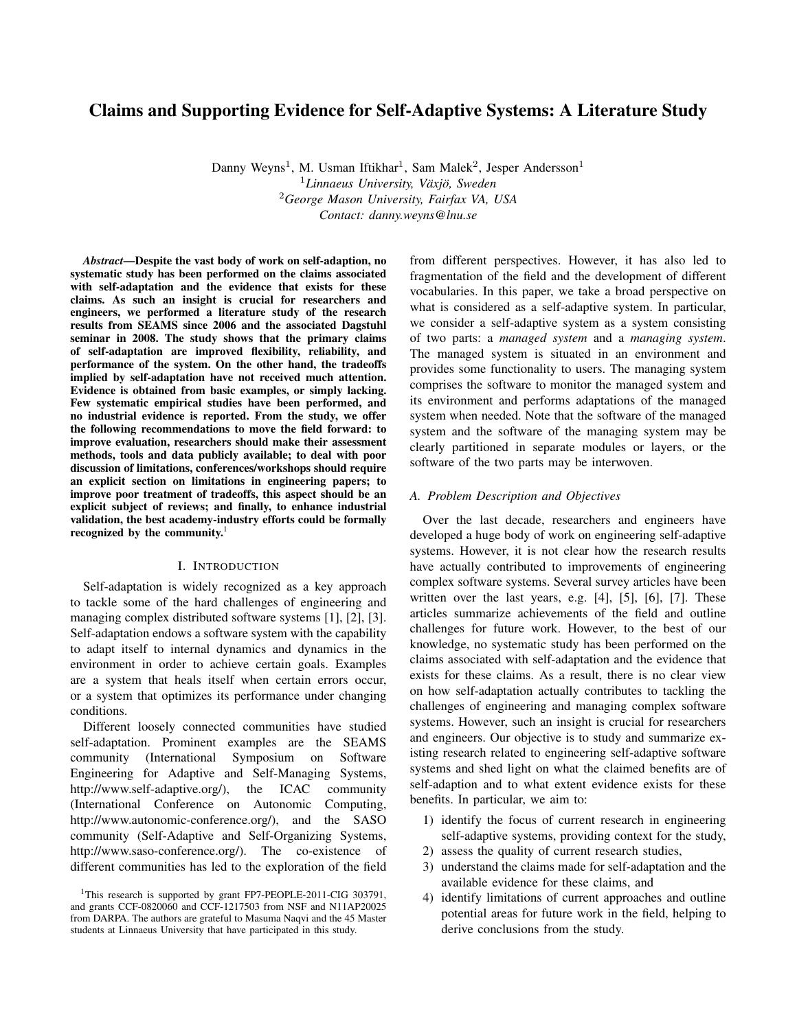# Claims and Supporting Evidence for Self-Adaptive Systems: A Literature Study

Danny Weyns[1], M. Usman Iftikhar[1], Sam Malek[2], Jesper Andersson[1]

[1]*Linnaeus University, Växjö, Sweden*

[2]*George Mason University, Fairfax VA, USA*

*Contact: danny.weyns@lnu.se*

***Abstract*—Despite the vast body of work on self-adaption, no systematic study has been performed on the claims associated with self-adaptation and the evidence that exists for these claims. As such an insight is crucial for researchers and engineers, we performed a literature study of the research results from SEAMS since 2006 and the associated Dagstuhl seminar in 2008. The study shows that the primary claims of self-adaptation are improved flexibility, reliability, and performance of the system. On the other hand, the tradeoffs implied by self-adaptation have not received much attention. Evidence is obtained from basic examples, or simply lacking. Few systematic empirical studies have been performed, and no industrial evidence is reported. From the study, we offer the following recommendations to move the field forward: to improve evaluation, researchers should make their assessment methods, tools and data publicly available; to deal with poor discussion of limitations, conferences/workshops should require an explicit section on limitations in engineering papers; to improve poor treatment of tradeoffs, this aspect should be an explicit subject of reviews; and finally, to enhance industrial validation, the best academy-industry efforts could be formally recognized by the community.**[1]

## I. Introduction

Self-adaptation is widely recognized as a key approach to tackle some of the hard challenges of engineering and managing complex distributed software systems [1], [2], [3]. Self-adaptation endows a software system with the capability to adapt itself to internal dynamics and dynamics in the environment in order to achieve certain goals. Examples are a system that heals itself when certain errors occur, or a system that optimizes its performance under changing conditions.

Different loosely connected communities have studied self-adaptation. Prominent examples are the SEAMS community (International Symposium on Software Engineering for Adaptive and Self-Managing Systems, http://www.self-adaptive.org/), the ICAC community (International Conference on Autonomic Computing, http://www.autonomic-conference.org/), and the SASO community (Self-Adaptive and Self-Organizing Systems, http://www.saso-conference.org/). The co-existence of different communities has led to the exploration of the field from different perspectives. However, it has also led to fragmentation of the field and the development of different vocabularies. In this paper, we take a broad perspective on what is considered as a self-adaptive system. In particular, we consider a self-adaptive system as a system consisting of two parts: a *managed system* and a *managing system*. The managed system is situated in an environment and provides some functionality to users. The managing system comprises the software to monitor the managed system and its environment and performs adaptations of the managed system when needed. Note that the software of the managed system and the software of the managing system may be clearly partitioned in separate modules or layers, or the software of the two parts may be interwoven.

### A. Problem Description and Objectives

Over the last decade, researchers and engineers have developed a huge body of work on engineering self-adaptive systems. However, it is not clear how the research results have actually contributed to improvements of engineering complex software systems. Several survey articles have been written over the last years, e.g. [4], [5], [6], [7]. These articles summarize achievements of the field and outline challenges for future work. However, to the best of our knowledge, no systematic study has been performed on the claims associated with self-adaptation and the evidence that exists for these claims. As a result, there is no clear view on how self-adaptation actually contributes to tackling the challenges of engineering and managing complex software systems. However, such an insight is crucial for researchers and engineers. Our objective is to study and summarize existing research related to engineering self-adaptive software systems and shed light on what the claimed benefits are of self-adaption and to what extent evidence exists for these benefits. In particular, we aim to:

1) identify the focus of current research in engineering self-adaptive systems, providing context for the study,
2) assess the quality of current research studies,
3) understand the claims made for self-adaptation and the available evidence for these claims, and
4) identify limitations of current approaches and outline potential areas for future work in the field, helping to derive conclusions from the study.

[1]This research is supported by grant FP7-PEOPLE-2011-CIG 303791, and grants CCF-0820060 and CCF-1217503 from NSF and N11AP20025 from DARPA. The authors are grateful to Masuma Naqvi and the 45 Master students at Linnaeus University that have participated in this study.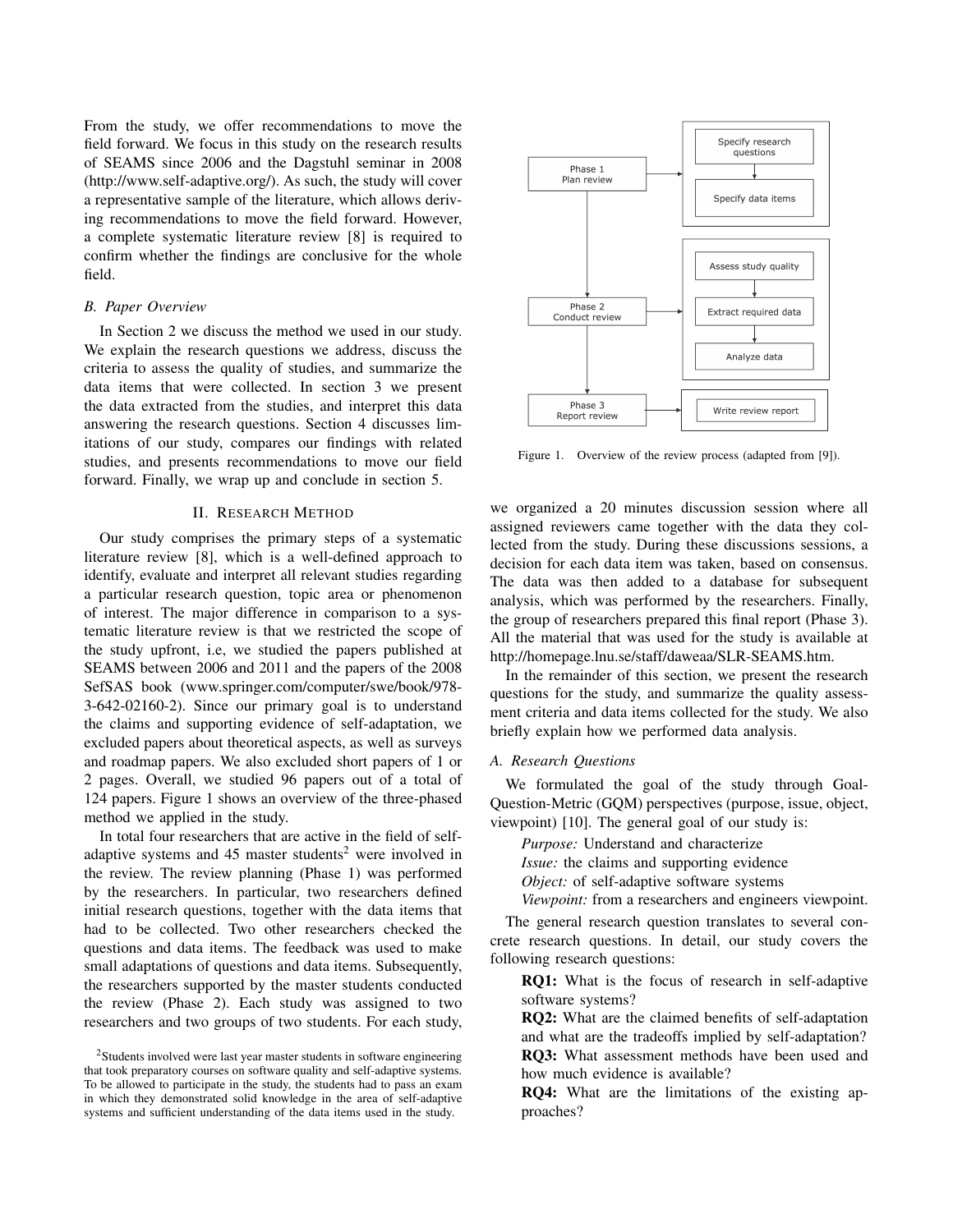From the study, we offer recommendations to move the field forward. We focus in this study on the research results of SEAMS since 2006 and the Dagstuhl seminar in 2008 (http://www.self-adaptive.org/). As such, the study will cover a representative sample of the literature, which allows deriving recommendations to move the field forward. However, a complete systematic literature review [8] is required to confirm whether the findings are conclusive for the whole field.

### B. Paper Overview

In Section 2 we discuss the method we used in our study. We explain the research questions we address, discuss the criteria to assess the quality of studies, and summarize the data items that were collected. In section 3 we present the data extracted from the studies, and interpret this data answering the research questions. Section 4 discusses limitations of our study, compares our findings with related studies, and presents recommendations to move our field forward. Finally, we wrap up and conclude in section 5.

## II. Research Method

Our study comprises the primary steps of a systematic literature review [8], which is a well-defined approach to identify, evaluate and interpret all relevant studies regarding a particular research question, topic area or phenomenon of interest. The major difference in comparison to a systematic literature review is that we restricted the scope of the study upfront, i.e, we studied the papers published at SEAMS between 2006 and 2011 and the papers of the 2008 SefSAS book (www.springer.com/computer/swe/book/978-3-642-02160-2). Since our primary goal is to understand the claims and supporting evidence of self-adaptation, we excluded papers about theoretical aspects, as well as surveys and roadmap papers. We also excluded short papers of 1 or 2 pages. Overall, we studied 96 papers out of a total of 124 papers. Figure 1 shows an overview of the three-phased method we applied in the study.

In total four researchers that are active in the field of self-adaptive systems and 45 master students[2] were involved in the review. The review planning (Phase 1) was performed by the researchers. In particular, two researchers defined initial research questions, together with the data items that had to be collected. Two other researchers checked the questions and data items. The feedback was used to make small adaptations of questions and data items. Subsequently, the researchers supported by the master students conducted the review (Phase 2). Each study was assigned to two researchers and two groups of two students. For each study, we organized a 20 minutes discussion session where all assigned reviewers came together with the data they collected from the study. During these discussions sessions, a decision for each data item was taken, based on consensus. The data was then added to a database for subsequent analysis, which was performed by the researchers. Finally, the group of researchers prepared this final report (Phase 3). All the material that was used for the study is available at http://homepage.lnu.se/staff/daweaa/SLR-SEAMS.htm.

[2] Students involved were last year master students in software engineering that took preparatory courses on software quality and self-adaptive systems. To be allowed to participate in the study, the students had to pass an exam in which they demonstrated solid knowledge in the area of self-adaptive systems and sufficient understanding of the data items used in the study.

Phase 1 Plan review → Specify research questions → Specify data items

Phase 2 Conduct review → Assess study quality → Extract required data → Analyze data

Phase 3 Report review → Write review report

Figure 1. Overview of the review process (adapted from [9]).

In the remainder of this section, we present the research questions for the study, and summarize the quality assessment criteria and data items collected for the study. We also briefly explain how we performed data analysis.

### A. Research Questions

We formulated the goal of the study through Goal-Question-Metric (GQM) perspectives (purpose, issue, object, viewpoint) [10]. The general goal of our study is:

*Purpose:* Understand and characterize
*Issue:* the claims and supporting evidence
*Object:* of self-adaptive software systems
*Viewpoint:* from a researchers and engineers viewpoint.

The general research question translates to several concrete research questions. In detail, our study covers the following research questions:

**RQ1:** What is the focus of research in self-adaptive software systems?
**RQ2:** What are the claimed benefits of self-adaptation and what are the tradeoffs implied by self-adaptation?
**RQ3:** What assessment methods have been used and how much evidence is available?
**RQ4:** What are the limitations of the existing approaches?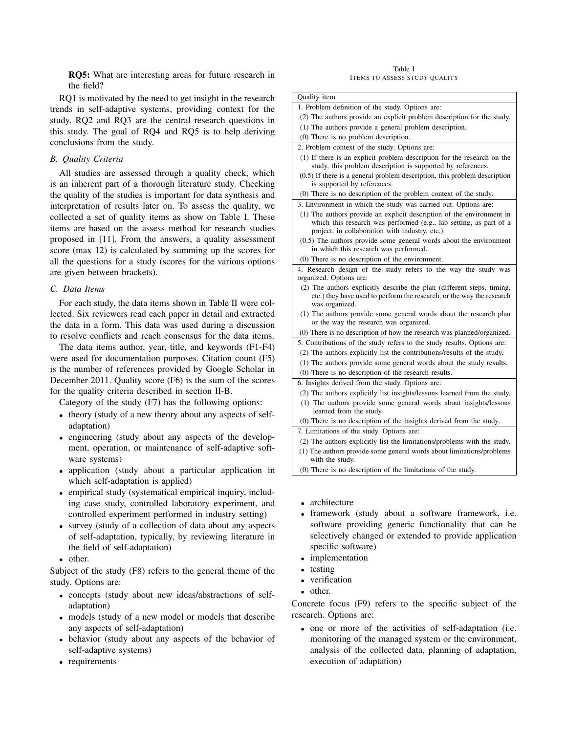**RQ5:** What are interesting areas for future research in the field?

RQ1 is motivated by the need to get insight in the research trends in self-adaptive systems, providing context for the study. RQ2 and RQ3 are the central research questions in this study. The goal of RQ4 and RQ5 is to help deriving conclusions from the study.

### *B. Quality Criteria*

All studies are assessed through a quality check, which is an inherent part of a thorough literature study. Checking the quality of the studies is important for data synthesis and interpretation of results later on. To assess the quality, we collected a set of quality items as show on Table I. These items are based on the assess method for research studies proposed in [11]. From the answers, a quality assessment score (max 12) is calculated by summing up the scores for all the questions for a study (scores for the various options are given between brackets).

Table I
ITEMS TO ASSESS STUDY QUALITY

| Quality item |
|---|
| 1. Problem definition of the study. Options are: |
| (2) The authors provide an explicit problem description for the study. |
| (1) The authors provide a general problem description. |
| (0) There is no problem description. |
| 2. Problem context of the study. Options are: |
| (1) If there is an explicit problem description for the research on the study, this problem description is supported by references. |
| (0.5) If there is a general problem description, this problem description is supported by references. |
| (0) There is no description of the problem context of the study. |
| 3. Environment in which the study was carried out. Options are: |
| (1) The authors provide an explicit description of the environment in which this research was performed (e.g., lab setting, as part of a project, in collaboration with industry, etc.). |
| (0.5) The authors provide some general words about the environment in which this research was performed. |
| (0) There is no description of the environment. |
| 4. Research design of the study refers to the way the study was organized. Options are: |
| (2) The authors explicitly describe the plan (different steps, timing, etc.) they have used to perform the research, or the way the research was organized. |
| (1) The authors provide some general words about the research plan or the way the research was organized. |
| (0) There is no description of how the research was planned/organized. |
| 5. Contributions of the study refers to the study results. Options are: |
| (2) The authors explicitly list the contributions/results of the study. |
| (1) The authors provide some general words about the study results. |
| (0) There is no description of the research results. |
| 6. Insights derived from the study. Options are: |
| (2) The authors explicitly list insights/lessons learned from the study. |
| (1) The authors provide some general words about insights/lessons learned from the study. |
| (0) There is no description of the insights derived from the study. |
| 7. Limitations of the study. Options are: |
| (2) The authors explicitly list the limitations/problems with the study. |
| (1) The authors provide some general words about limitations/problems with the study. |
| (0) There is no description of the limitations of the study. |

### *C. Data Items*

For each study, the data items shown in Table II were collected. Six reviewers read each paper in detail and extracted the data in a form. This data was used during a discussion to resolve conflicts and reach consensus for the data items.

The data items author, year, title, and keywords (F1-F4) were used for documentation purposes. Citation count (F5) is the number of references provided by Google Scholar in December 2011. Quality score (F6) is the sum of the scores for the quality criteria described in section II-B.

Category of the study (F7) has the following options:

- theory (study of a new theory about any aspects of self-adaptation)
- engineering (study about any aspects of the development, operation, or maintenance of self-adaptive software systems)
- application (study about a particular application in which self-adaptation is applied)
- empirical study (systematical empirical inquiry, including case study, controlled laboratory experiment, and controlled experiment performed in industry setting)
- survey (study of a collection of data about any aspects of self-adaptation, typically, by reviewing literature in the field of self-adaptation)
- other.

Subject of the study (F8) refers to the general theme of the study. Options are:

- concepts (study about new ideas/abstractions of self-adaptation)
- models (study of a new model or models that describe any aspects of self-adaptation)
- behavior (study about any aspects of the behavior of self-adaptive systems)
- requirements
- architecture
- framework (study about a software framework, i.e. software providing generic functionality that can be selectively changed or extended to provide application specific software)
- implementation
- testing
- verification
- other.

Concrete focus (F9) refers to the specific subject of the research. Options are:

- one or more of the activities of self-adaptation (i.e. monitoring of the managed system or the environment, analysis of the collected data, planning of adaptation, execution of adaptation)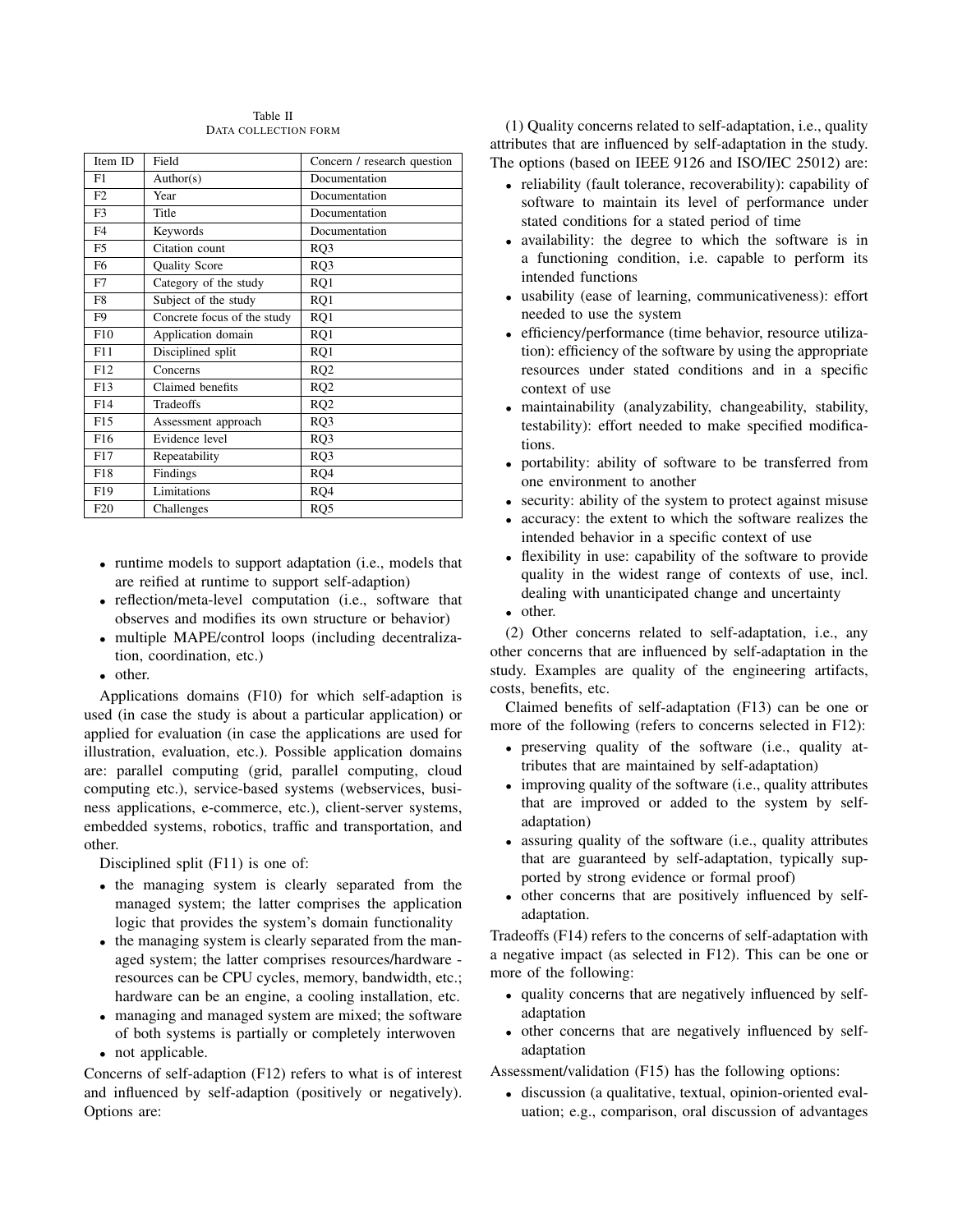Table II
DATA COLLECTION FORM

| Item ID | Field | Concern / research question |
|---|---|---|
| F1 | Author(s) | Documentation |
| F2 | Year | Documentation |
| F3 | Title | Documentation |
| F4 | Keywords | Documentation |
| F5 | Citation count | RQ3 |
| F6 | Quality Score | RQ3 |
| F7 | Category of the study | RQ1 |
| F8 | Subject of the study | RQ1 |
| F9 | Concrete focus of the study | RQ1 |
| F10 | Application domain | RQ1 |
| F11 | Disciplined split | RQ1 |
| F12 | Concerns | RQ2 |
| F13 | Claimed benefits | RQ2 |
| F14 | Tradeoffs | RQ2 |
| F15 | Assessment approach | RQ3 |
| F16 | Evidence level | RQ3 |
| F17 | Repeatability | RQ3 |
| F18 | Findings | RQ4 |
| F19 | Limitations | RQ4 |
| F20 | Challenges | RQ5 |

- runtime models to support adaptation (i.e., models that are reified at runtime to support self-adaption)
- reflection/meta-level computation (i.e., software that observes and modifies its own structure or behavior)
- multiple MAPE/control loops (including decentralization, coordination, etc.)
- other.

Applications domains (F10) for which self-adaption is used (in case the study is about a particular application) or applied for evaluation (in case the applications are used for illustration, evaluation, etc.). Possible application domains are: parallel computing (grid, parallel computing, cloud computing etc.), service-based systems (webservices, business applications, e-commerce, etc.), client-server systems, embedded systems, robotics, traffic and transportation, and other.

Disciplined split (F11) is one of:

- the managing system is clearly separated from the managed system; the latter comprises the application logic that provides the system's domain functionality
- the managing system is clearly separated from the managed system; the latter comprises resources/hardware - resources can be CPU cycles, memory, bandwidth, etc.; hardware can be an engine, a cooling installation, etc.
- managing and managed system are mixed; the software of both systems is partially or completely interwoven
- not applicable.

Concerns of self-adaption (F12) refers to what is of interest and influenced by self-adaption (positively or negatively). Options are:

(1) Quality concerns related to self-adaptation, i.e., quality attributes that are influenced by self-adaptation in the study. The options (based on IEEE 9126 and ISO/IEC 25012) are:

- reliability (fault tolerance, recoverability): capability of software to maintain its level of performance under stated conditions for a stated period of time
- availability: the degree to which the software is in a functioning condition, i.e. capable to perform its intended functions
- usability (ease of learning, communicativeness): effort needed to use the system
- efficiency/performance (time behavior, resource utilization): efficiency of the software by using the appropriate resources under stated conditions and in a specific context of use
- maintainability (analyzability, changeability, stability, testability): effort needed to make specified modifications.
- portability: ability of software to be transferred from one environment to another
- security: ability of the system to protect against misuse
- accuracy: the extent to which the software realizes the intended behavior in a specific context of use
- flexibility in use: capability of the software to provide quality in the widest range of contexts of use, incl. dealing with unanticipated change and uncertainty
- other.

(2) Other concerns related to self-adaptation, i.e., any other concerns that are influenced by self-adaptation in the study. Examples are quality of the engineering artifacts, costs, benefits, etc.

Claimed benefits of self-adaptation (F13) can be one or more of the following (refers to concerns selected in F12):

- preserving quality of the software (i.e., quality attributes that are maintained by self-adaptation)
- improving quality of the software (i.e., quality attributes that are improved or added to the system by self-adaptation)
- assuring quality of the software (i.e., quality attributes that are guaranteed by self-adaptation, typically supported by strong evidence or formal proof)
- other concerns that are positively influenced by self-adaptation.

Tradeoffs (F14) refers to the concerns of self-adaptation with a negative impact (as selected in F12). This can be one or more of the following:

- quality concerns that are negatively influenced by self-adaptation
- other concerns that are negatively influenced by self-adaptation

Assessment/validation (F15) has the following options:

- discussion (a qualitative, textual, opinion-oriented evaluation; e.g., comparison, oral discussion of advantages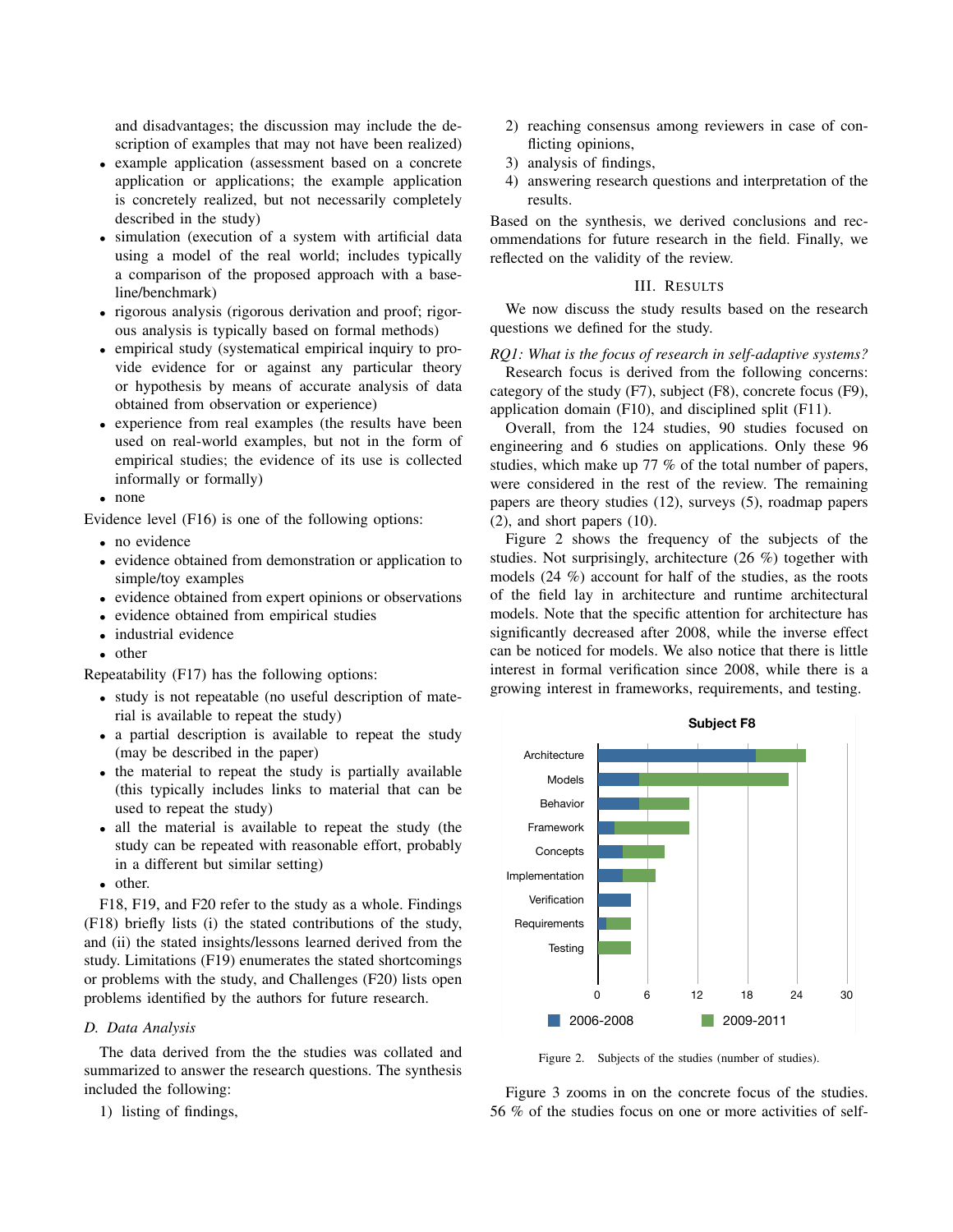and disadvantages; the discussion may include the description of examples that may not have been realized)

- example application (assessment based on a concrete application or applications; the example application is concretely realized, but not necessarily completely described in the study)
- simulation (execution of a system with artificial data using a model of the real world; includes typically a comparison of the proposed approach with a baseline/benchmark)
- rigorous analysis (rigorous derivation and proof; rigorous analysis is typically based on formal methods)
- empirical study (systematical empirical inquiry to provide evidence for or against any particular theory or hypothesis by means of accurate analysis of data obtained from observation or experience)
- experience from real examples (the results have been used on real-world examples, but not in the form of empirical studies; the evidence of its use is collected informally or formally)
- none

Evidence level (F16) is one of the following options:

- no evidence
- evidence obtained from demonstration or application to simple/toy examples
- evidence obtained from expert opinions or observations
- evidence obtained from empirical studies
- industrial evidence
- other

Repeatability (F17) has the following options:

- study is not repeatable (no useful description of material is available to repeat the study)
- a partial description is available to repeat the study (may be described in the paper)
- the material to repeat the study is partially available (this typically includes links to material that can be used to repeat the study)
- all the material is available to repeat the study (the study can be repeated with reasonable effort, probably in a different but similar setting)
- other.

F18, F19, and F20 refer to the study as a whole. Findings (F18) briefly lists (i) the stated contributions of the study, and (ii) the stated insights/lessons learned derived from the study. Limitations (F19) enumerates the stated shortcomings or problems with the study, and Challenges (F20) lists open problems identified by the authors for future research.

### D. Data Analysis

The data derived from the the studies was collated and summarized to answer the research questions. The synthesis included the following:

1) listing of findings,
2) reaching consensus among reviewers in case of conflicting opinions,
3) analysis of findings,
4) answering research questions and interpretation of the results.

Based on the synthesis, we derived conclusions and recommendations for future research in the field. Finally, we reflected on the validity of the review.

## III. Results

We now discuss the study results based on the research questions we defined for the study.

*RQ1: What is the focus of research in self-adaptive systems?*
Research focus is derived from the following concerns: category of the study (F7), subject (F8), concrete focus (F9), application domain (F10), and disciplined split (F11).

Overall, from the 124 studies, 90 studies focused on engineering and 6 studies on applications. Only these 96 studies, which make up 77 % of the total number of papers, were considered in the rest of the review. The remaining papers are theory studies (12), surveys (5), roadmap papers (2), and short papers (10).

Figure 2 shows the frequency of the subjects of the studies. Not surprisingly, architecture (26 %) together with models (24 %) account for half of the studies, as the roots of the field lay in architecture and runtime architectural models. Note that the specific attention for architecture has significantly decreased after 2008, while the inverse effect can be noticed for models. We also notice that there is little interest in formal verification since 2008, while there is a growing interest in frameworks, requirements, and testing.

Figure 2. Subjects of the studies (number of studies).

Figure 3 zooms in on the concrete focus of the studies. 56 % of the studies focus on one or more activities of self-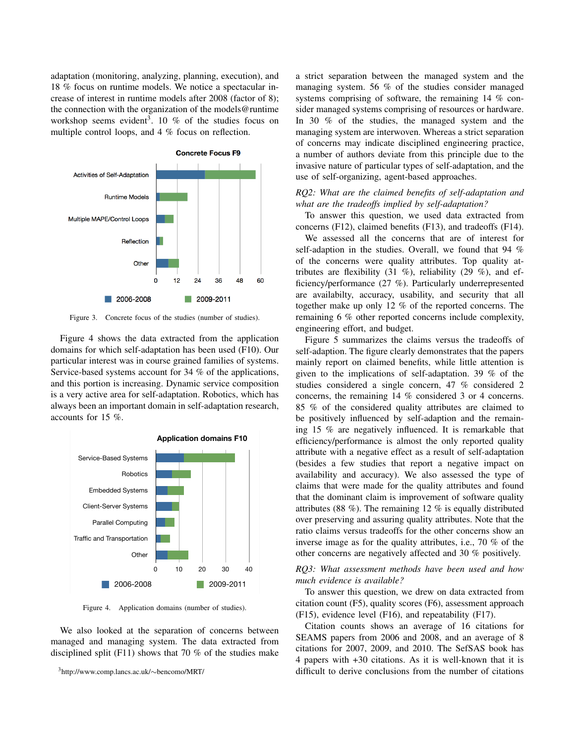adaptation (monitoring, analyzing, planning, execution), and 18 % focus on runtime models. We notice a spectacular increase of interest in runtime models after 2008 (factor of 8); the connection with the organization of the models@runtime workshop seems evident[3]. 10 % of the studies focus on multiple control loops, and 4 % focus on reflection.

Figure 3. Concrete focus of the studies (number of studies).

Figure 4 shows the data extracted from the application domains for which self-adaptation has been used (F10). Our particular interest was in course grained families of systems. Service-based systems account for 34 % of the applications, and this portion is increasing. Dynamic service composition is a very active area for self-adaptation. Robotics, which has always been an important domain in self-adaptation research, accounts for 15 %.

Figure 4. Application domains (number of studies).

We also looked at the separation of concerns between managed and managing system. The data extracted from disciplined split (F11) shows that 70 % of the studies make a strict separation between the managed system and the managing system. 56 % of the studies consider managed systems comprising of software, the remaining 14 % consider managed systems comprising of resources or hardware. In 30 % of the studies, the managed system and the managing system are interwoven. Whereas a strict separation of concerns may indicate disciplined engineering practice, a number of authors deviate from this principle due to the invasive nature of particular types of self-adaptation, and the use of self-organizing, agent-based approaches.

*RQ2: What are the claimed benefits of self-adaptation and what are the tradeoffs implied by self-adaptation?*

To answer this question, we used data extracted from concerns (F12), claimed benefits (F13), and tradeoffs (F14).

We assessed all the concerns that are of interest for self-adaption in the studies. Overall, we found that 94 % of the concerns were quality attributes. Top quality attributes are flexibility (31 %), reliability (29 %), and efficiency/performance (27 %). Particularly underrepresented are availabilty, accuracy, usability, and security that all together make up only 12 % of the reported concerns. The remaining 6 % other reported concerns include complexity, engineering effort, and budget.

Figure 5 summarizes the claims versus the tradeoffs of self-adaption. The figure clearly demonstrates that the papers mainly report on claimed benefits, while little attention is given to the implications of self-adaptation. 39 % of the studies considered a single concern, 47 % considered 2 concerns, the remaining 14 % considered 3 or 4 concerns. 85 % of the considered quality attributes are claimed to be positively influenced by self-adaption and the remaining 15 % are negatively influenced. It is remarkable that efficiency/performance is almost the only reported quality attribute with a negative effect as a result of self-adaptation (besides a few studies that report a negative impact on availability and accuracy). We also assessed the type of claims that were made for the quality attributes and found that the dominant claim is improvement of software quality attributes (88 %). The remaining 12 % is equally distributed over preserving and assuring quality attributes. Note that the ratio claims versus tradeoffs for the other concerns show an inverse image as for the quality attributes, i.e., 70 % of the other concerns are negatively affected and 30 % positively.

*RQ3: What assessment methods have been used and how much evidence is available?*

To answer this question, we drew on data extracted from citation count (F5), quality scores (F6), assessment approach (F15), evidence level (F16), and repeatability (F17).

Citation counts shows an average of 16 citations for SEAMS papers from 2006 and 2008, and an average of 8 citations for 2007, 2009, and 2010. The SefSAS book has 4 papers with +30 citations. As it is well-known that it is difficult to derive conclusions from the number of citations

[3] http://www.comp.lancs.ac.uk/∼bencomo/MRT/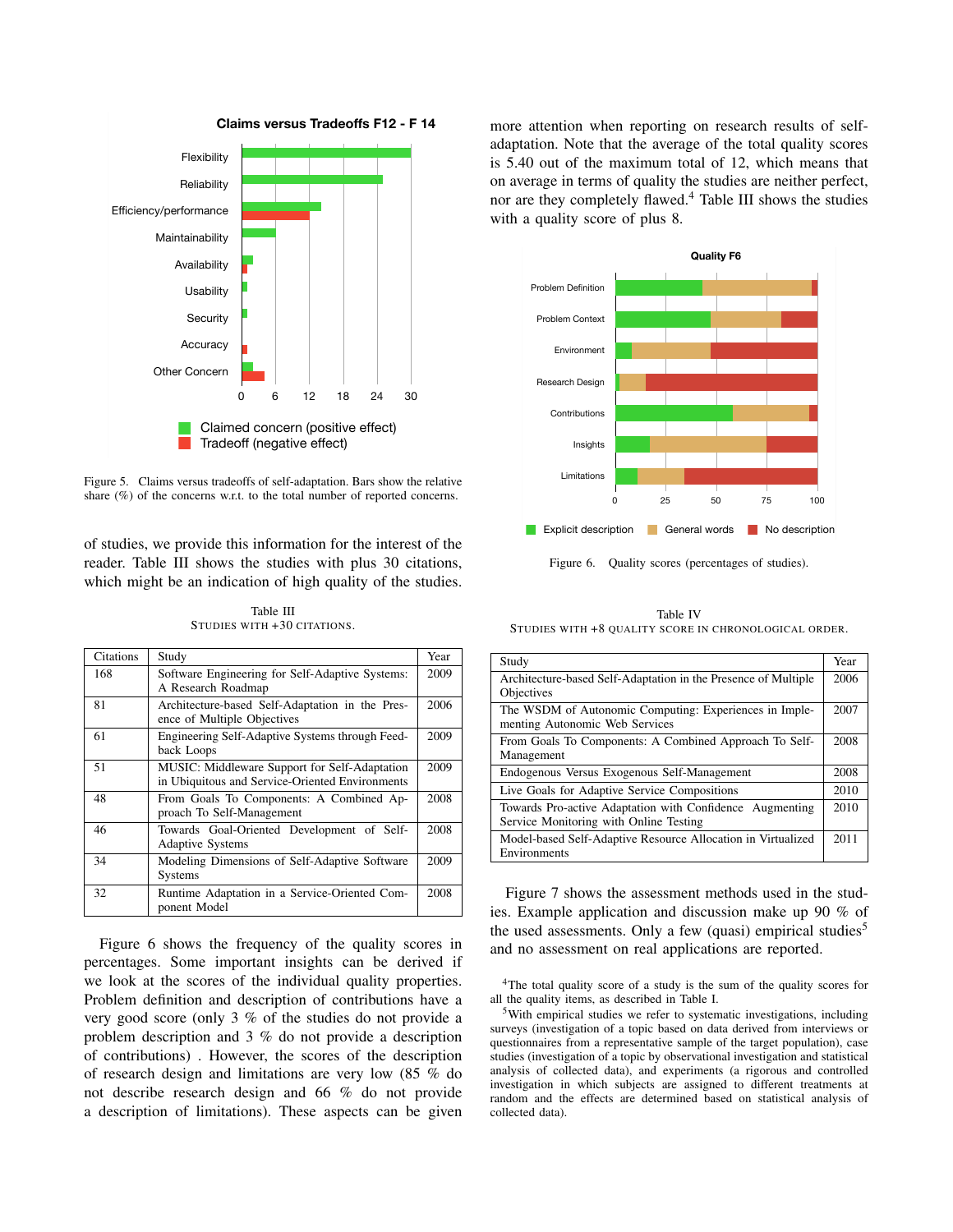Figure 5. Claims versus tradeoffs of self-adaptation. Bars show the relative share (%) of the concerns w.r.t. to the total number of reported concerns.

of studies, we provide this information for the interest of the reader. Table III shows the studies with plus 30 citations, which might be an indication of high quality of the studies.

Table III
STUDIES WITH +30 CITATIONS.

| Citations | Study | Year |
|---|---|---|
| 168 | Software Engineering for Self-Adaptive Systems: A Research Roadmap | 2009 |
| 81 | Architecture-based Self-Adaptation in the Presence of Multiple Objectives | 2006 |
| 61 | Engineering Self-Adaptive Systems through Feedback Loops | 2009 |
| 51 | MUSIC: Middleware Support for Self-Adaptation in Ubiquitous and Service-Oriented Environments | 2009 |
| 48 | From Goals To Components: A Combined Approach To Self-Management | 2008 |
| 46 | Towards Goal-Oriented Development of Self-Adaptive Systems | 2008 |
| 34 | Modeling Dimensions of Self-Adaptive Software Systems | 2009 |
| 32 | Runtime Adaptation in a Service-Oriented Component Model | 2008 |

Figure 6 shows the frequency of the quality scores in percentages. Some important insights can be derived if we look at the scores of the individual quality properties. Problem definition and description of contributions have a very good score (only 3 % of the studies do not provide a problem description and 3 % do not provide a description of contributions) . However, the scores of the description of research design and limitations are very low (85 % do not describe research design and 66 % do not provide a description of limitations). These aspects can be given more attention when reporting on research results of self-adaptation. Note that the average of the total quality scores is 5.40 out of the maximum total of 12, which means that on average in terms of quality the studies are neither perfect, nor are they completely flawed.[4] Table III shows the studies with a quality score of plus 8.

Figure 6. Quality scores (percentages of studies).

Table IV
STUDIES WITH +8 QUALITY SCORE IN CHRONOLOGICAL ORDER.

| Study | Year |
|---|---|
| Architecture-based Self-Adaptation in the Presence of Multiple Objectives | 2006 |
| The WSDM of Autonomic Computing: Experiences in Implementing Autonomic Web Services | 2007 |
| From Goals To Components: A Combined Approach To Self-Management | 2008 |
| Endogenous Versus Exogenous Self-Management | 2008 |
| Live Goals for Adaptive Service Compositions | 2010 |
| Towards Pro-active Adaptation with Confidence Augmenting Service Monitoring with Online Testing | 2010 |
| Model-based Self-Adaptive Resource Allocation in Virtualized Environments | 2011 |

Figure 7 shows the assessment methods used in the studies. Example application and discussion make up 90 % of the used assessments. Only a few (quasi) empirical studies[5] and no assessment on real applications are reported.

[4] The total quality score of a study is the sum of the quality scores for all the quality items, as described in Table I.

[5] With empirical studies we refer to systematic investigations, including surveys (investigation of a topic based on data derived from interviews or questionnaires from a representative sample of the target population), case studies (investigation of a topic by observational investigation and statistical analysis of collected data), and experiments (a rigorous and controlled investigation in which subjects are assigned to different treatments at random and the effects are determined based on statistical analysis of collected data).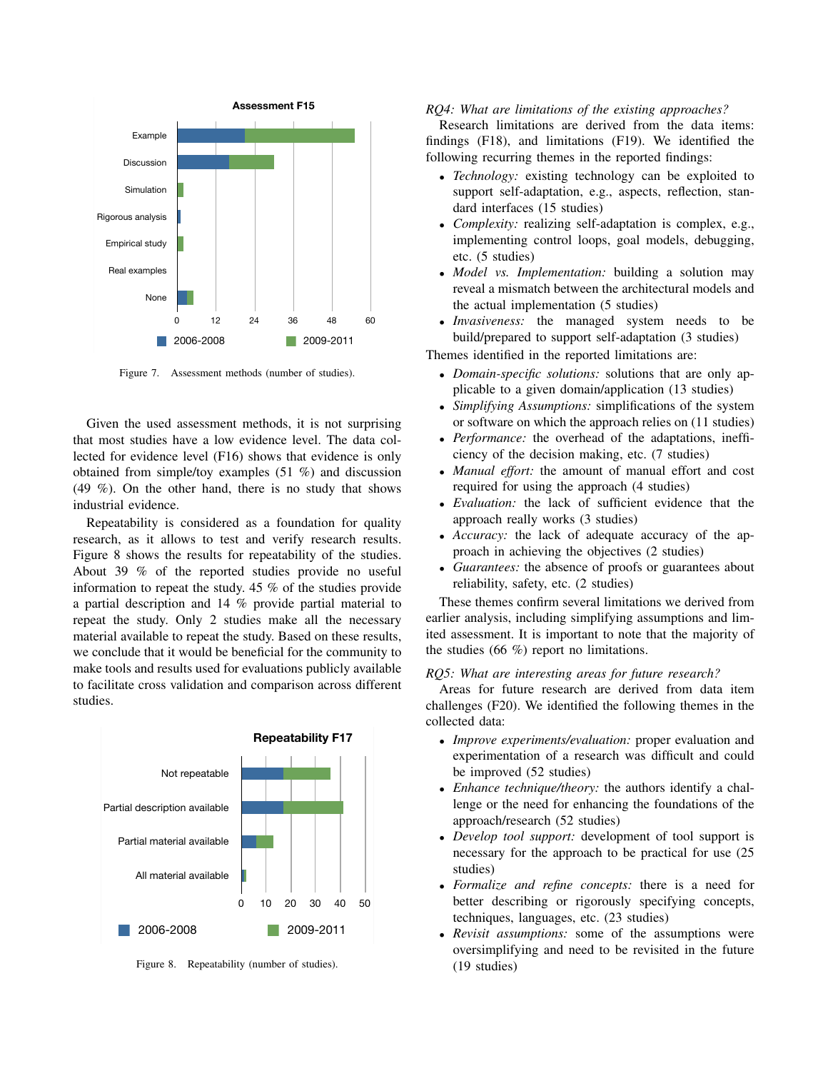Figure 7. Assessment methods (number of studies).

Given the used assessment methods, it is not surprising that most studies have a low evidence level. The data collected for evidence level (F16) shows that evidence is only obtained from simple/toy examples (51 %) and discussion (49 %). On the other hand, there is no study that shows industrial evidence.

Repeatability is considered as a foundation for quality research, as it allows to test and verify research results. Figure 8 shows the results for repeatability of the studies. About 39 % of the reported studies provide no useful information to repeat the study. 45 % of the studies provide a partial description and 14 % provide partial material to repeat the study. Only 2 studies make all the necessary material available to repeat the study. Based on these results, we conclude that it would be beneficial for the community to make tools and results used for evaluations publicly available to facilitate cross validation and comparison across different studies.

Figure 8. Repeatability (number of studies).

*RQ4: What are limitations of the existing approaches?*

Research limitations are derived from the data items: findings (F18), and limitations (F19). We identified the following recurring themes in the reported findings:

- *Technology:* existing technology can be exploited to support self-adaptation, e.g., aspects, reflection, standard interfaces (15 studies)
- *Complexity:* realizing self-adaptation is complex, e.g., implementing control loops, goal models, debugging, etc. (5 studies)
- *Model vs. Implementation:* building a solution may reveal a mismatch between the architectural models and the actual implementation (5 studies)
- *Invasiveness:* the managed system needs to be build/prepared to support self-adaptation (3 studies)

Themes identified in the reported limitations are:

- *Domain-specific solutions:* solutions that are only applicable to a given domain/application (13 studies)
- *Simplifying Assumptions:* simplifications of the system or software on which the approach relies on (11 studies)
- *Performance:* the overhead of the adaptations, inefficiency of the decision making, etc. (7 studies)
- *Manual effort:* the amount of manual effort and cost required for using the approach (4 studies)
- *Evaluation:* the lack of sufficient evidence that the approach really works (3 studies)
- *Accuracy:* the lack of adequate accuracy of the approach in achieving the objectives (2 studies)
- *Guarantees:* the absence of proofs or guarantees about reliability, safety, etc. (2 studies)

These themes confirm several limitations we derived from earlier analysis, including simplifying assumptions and limited assessment. It is important to note that the majority of the studies (66 %) report no limitations.

*RQ5: What are interesting areas for future research?*

Areas for future research are derived from data item challenges (F20). We identified the following themes in the collected data:

- *Improve experiments/evaluation:* proper evaluation and experimentation of a research was difficult and could be improved (52 studies)
- *Enhance technique/theory:* the authors identify a challenge or the need for enhancing the foundations of the approach/research (52 studies)
- *Develop tool support:* development of tool support is necessary for the approach to be practical for use (25 studies)
- *Formalize and refine concepts:* there is a need for better describing or rigorously specifying concepts, techniques, languages, etc. (23 studies)
- *Revisit assumptions:* some of the assumptions were oversimplifying and need to be revisited in the future (19 studies)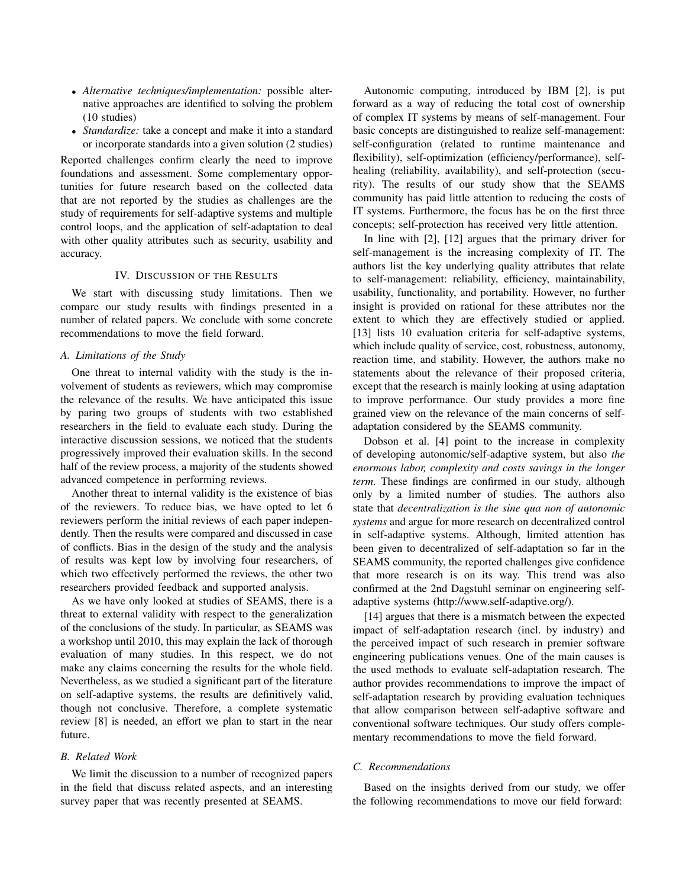- *Alternative techniques/implementation:* possible alternative approaches are identified to solving the problem (10 studies)
- *Standardize:* take a concept and make it into a standard or incorporate standards into a given solution (2 studies)

Reported challenges confirm clearly the need to improve foundations and assessment. Some complementary opportunities for future research based on the collected data that are not reported by the studies as challenges are the study of requirements for self-adaptive systems and multiple control loops, and the application of self-adaptation to deal with other quality attributes such as security, usability and accuracy.

## IV. Discussion of the Results

We start with discussing study limitations. Then we compare our study results with findings presented in a number of related papers. We conclude with some concrete recommendations to move the field forward.

### A. Limitations of the Study

One threat to internal validity with the study is the involvement of students as reviewers, which may compromise the relevance of the results. We have anticipated this issue by paring two groups of students with two established researchers in the field to evaluate each study. During the interactive discussion sessions, we noticed that the students progressively improved their evaluation skills. In the second half of the review process, a majority of the students showed advanced competence in performing reviews.

Another threat to internal validity is the existence of bias of the reviewers. To reduce bias, we have opted to let 6 reviewers perform the initial reviews of each paper independently. Then the results were compared and discussed in case of conflicts. Bias in the design of the study and the analysis of results was kept low by involving four researchers, of which two effectively performed the reviews, the other two researchers provided feedback and supported analysis.

As we have only looked at studies of SEAMS, there is a threat to external validity with respect to the generalization of the conclusions of the study. In particular, as SEAMS was a workshop until 2010, this may explain the lack of thorough evaluation of many studies. In this respect, we do not make any claims concerning the results for the whole field. Nevertheless, as we studied a significant part of the literature on self-adaptive systems, the results are definitively valid, though not conclusive. Therefore, a complete systematic review [8] is needed, an effort we plan to start in the near future.

### B. Related Work

We limit the discussion to a number of recognized papers in the field that discuss related aspects, and an interesting survey paper that was recently presented at SEAMS.

Autonomic computing, introduced by IBM [2], is put forward as a way of reducing the total cost of ownership of complex IT systems by means of self-management. Four basic concepts are distinguished to realize self-management: self-configuration (related to runtime maintenance and flexibility), self-optimization (efficiency/performance), self-healing (reliability, availability), and self-protection (security). The results of our study show that the SEAMS community has paid little attention to reducing the costs of IT systems. Furthermore, the focus has be on the first three concepts; self-protection has received very little attention.

In line with [2], [12] argues that the primary driver for self-management is the increasing complexity of IT. The authors list the key underlying quality attributes that relate to self-management: reliability, efficiency, maintainability, usability, functionality, and portability. However, no further insight is provided on rational for these attributes nor the extent to which they are effectively studied or applied. [13] lists 10 evaluation criteria for self-adaptive systems, which include quality of service, cost, robustness, autonomy, reaction time, and stability. However, the authors make no statements about the relevance of their proposed criteria, except that the research is mainly looking at using adaptation to improve performance. Our study provides a more fine grained view on the relevance of the main concerns of self-adaptation considered by the SEAMS community.

Dobson et al. [4] point to the increase in complexity of developing autonomic/self-adaptive system, but also *the enormous labor, complexity and costs savings in the longer term*. These findings are confirmed in our study, although only by a limited number of studies. The authors also state that *decentralization is the sine qua non of autonomic systems* and argue for more research on decentralized control in self-adaptive systems. Although, limited attention has been given to decentralized of self-adaptation so far in the SEAMS community, the reported challenges give confidence that more research is on its way. This trend was also confirmed at the 2nd Dagstuhl seminar on engineering self-adaptive systems (http://www.self-adaptive.org/).

[14] argues that there is a mismatch between the expected impact of self-adaptation research (incl. by industry) and the perceived impact of such research in premier software engineering publications venues. One of the main causes is the used methods to evaluate self-adaptation research. The author provides recommendations to improve the impact of self-adaptation research by providing evaluation techniques that allow comparison between self-adaptive software and conventional software techniques. Our study offers complementary recommendations to move the field forward.

### C. Recommendations

Based on the insights derived from our study, we offer the following recommendations to move our field forward: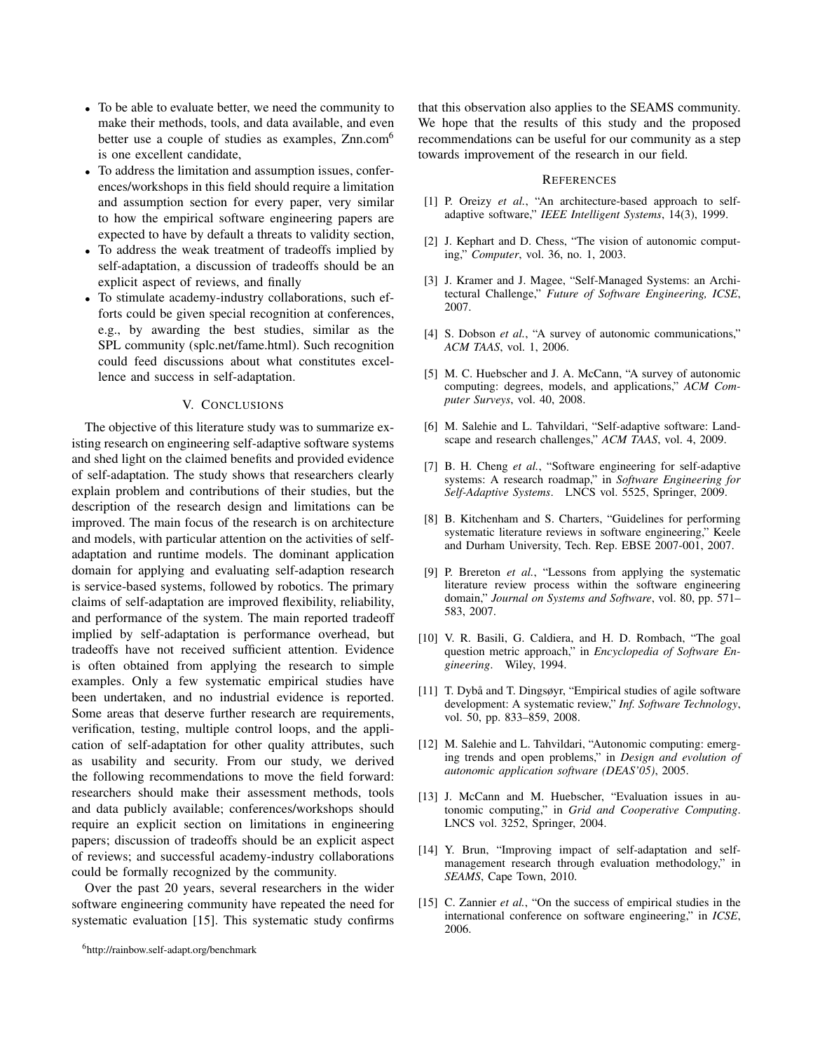- To be able to evaluate better, we need the community to make their methods, tools, and data available, and even better use a couple of studies as examples, Znn.com[6] is one excellent candidate,
- To address the limitation and assumption issues, conferences/workshops in this field should require a limitation and assumption section for every paper, very similar to how the empirical software engineering papers are expected to have by default a threats to validity section,
- To address the weak treatment of tradeoffs implied by self-adaptation, a discussion of tradeoffs should be an explicit aspect of reviews, and finally
- To stimulate academy-industry collaborations, such efforts could be given special recognition at conferences, e.g., by awarding the best studies, similar as the SPL community (splc.net/fame.html). Such recognition could feed discussions about what constitutes excellence and success in self-adaptation.

## V. Conclusions

The objective of this literature study was to summarize existing research on engineering self-adaptive software systems and shed light on the claimed benefits and provided evidence of self-adaptation. The study shows that researchers clearly explain problem and contributions of their studies, but the description of the research design and limitations can be improved. The main focus of the research is on architecture and models, with particular attention on the activities of self-adaptation and runtime models. The dominant application domain for applying and evaluating self-adaption research is service-based systems, followed by robotics. The primary claims of self-adaptation are improved flexibility, reliability, and performance of the system. The main reported tradeoff implied by self-adaptation is performance overhead, but tradeoffs have not received sufficient attention. Evidence is often obtained from applying the research to simple examples. Only a few systematic empirical studies have been undertaken, and no industrial evidence is reported. Some areas that deserve further research are requirements, verification, testing, multiple control loops, and the application of self-adaptation for other quality attributes, such as usability and security. From our study, we derived the following recommendations to move the field forward: researchers should make their assessment methods, tools and data publicly available; conferences/workshops should require an explicit section on limitations in engineering papers; discussion of tradeoffs should be an explicit aspect of reviews; and successful academy-industry collaborations could be formally recognized by the community.

Over the past 20 years, several researchers in the wider software engineering community have repeated the need for systematic evaluation [15]. This systematic study confirms that this observation also applies to the SEAMS community. We hope that the results of this study and the proposed recommendations can be useful for our community as a step towards improvement of the research in our field.

[6] http://rainbow.self-adapt.org/benchmark

## References

[1] P. Oreizy *et al.*, "An architecture-based approach to self-adaptive software," *IEEE Intelligent Systems*, 14(3), 1999.

[2] J. Kephart and D. Chess, "The vision of autonomic computing," *Computer*, vol. 36, no. 1, 2003.

[3] J. Kramer and J. Magee, "Self-Managed Systems: an Architectural Challenge," *Future of Software Engineering, ICSE*, 2007.

[4] S. Dobson *et al.*, "A survey of autonomic communications," *ACM TAAS*, vol. 1, 2006.

[5] M. C. Huebscher and J. A. McCann, "A survey of autonomic computing: degrees, models, and applications," *ACM Computer Surveys*, vol. 40, 2008.

[6] M. Salehie and L. Tahvildari, "Self-adaptive software: Landscape and research challenges," *ACM TAAS*, vol. 4, 2009.

[7] B. H. Cheng *et al.*, "Software engineering for self-adaptive systems: A research roadmap," in *Software Engineering for Self-Adaptive Systems*. LNCS vol. 5525, Springer, 2009.

[8] B. Kitchenham and S. Charters, "Guidelines for performing systematic literature reviews in software engineering," Keele and Durham University, Tech. Rep. EBSE 2007-001, 2007.

[9] P. Brereton *et al.*, "Lessons from applying the systematic literature review process within the software engineering domain," *Journal on Systems and Software*, vol. 80, pp. 571–583, 2007.

[10] V. R. Basili, G. Caldiera, and H. D. Rombach, "The goal question metric approach," in *Encyclopedia of Software Engineering*. Wiley, 1994.

[11] T. Dybå and T. Dingsøyr, "Empirical studies of agile software development: A systematic review," *Inf. Software Technology*, vol. 50, pp. 833–859, 2008.

[12] M. Salehie and L. Tahvildari, "Autonomic computing: emerging trends and open problems," in *Design and evolution of autonomic application software (DEAS'05)*, 2005.

[13] J. McCann and M. Huebscher, "Evaluation issues in autonomic computing," in *Grid and Cooperative Computing*. LNCS vol. 3252, Springer, 2004.

[14] Y. Brun, "Improving impact of self-adaptation and self-management research through evaluation methodology," in *SEAMS*, Cape Town, 2010.

[15] C. Zannier *et al.*, "On the success of empirical studies in the international conference on software engineering," in *ICSE*, 2006.